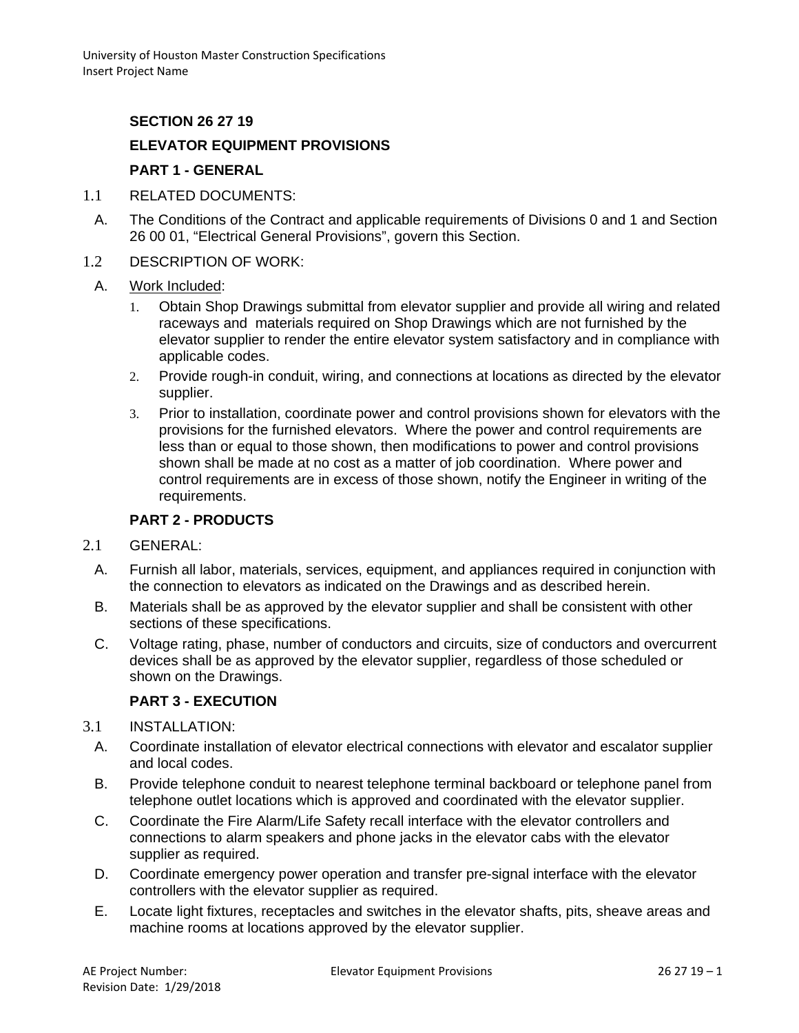# SECTION 26 27 19

# ELEVATOR EQUIPMENT PROVISIONS

## PART 1 - GENERAL

### 1.1 RELATED DOCUMENTS:

A. The Conditions of the Contract and applicable requirements of Divisions 0 and 1 and Section 26 00 01, "Electrical General Provisions", govern this Section.

### 1.2 DESCRIPTION OF WORK:

A. Work Included:

1. Obtain Shop Drawings submittal from elevator supplier and provide all wiring and related raceways and materials required on Shop Drawings which are not furnished by the elevator supplier to render the entire elevator system satisfactory and in compliance with applicable codes.
2. Provide rough-in conduit, wiring, and connections at locations as directed by the elevator supplier.
3. Prior to installation, coordinate power and control provisions shown for elevators with the provisions for the furnished elevators. Where the power and control requirements are less than or equal to those shown, then modifications to power and control provisions shown shall be made at no cost as a matter of job coordination. Where power and control requirements are in excess of those shown, notify the Engineer in writing of the requirements.

## PART 2 - PRODUCTS

### 2.1 GENERAL:

A. Furnish all labor, materials, services, equipment, and appliances required in conjunction with the connection to elevators as indicated on the Drawings and as described herein.

B. Materials shall be as approved by the elevator supplier and shall be consistent with other sections of these specifications.

C. Voltage rating, phase, number of conductors and circuits, size of conductors and overcurrent devices shall be as approved by the elevator supplier, regardless of those scheduled or shown on the Drawings.

## PART 3 - EXECUTION

### 3.1 INSTALLATION:

A. Coordinate installation of elevator electrical connections with elevator and escalator supplier and local codes.

B. Provide telephone conduit to nearest telephone terminal backboard or telephone panel from telephone outlet locations which is approved and coordinated with the elevator supplier.

C. Coordinate the Fire Alarm/Life Safety recall interface with the elevator controllers and connections to alarm speakers and phone jacks in the elevator cabs with the elevator supplier as required.

D. Coordinate emergency power operation and transfer pre-signal interface with the elevator controllers with the elevator supplier as required.

E. Locate light fixtures, receptacles and switches in the elevator shafts, pits, sheave areas and machine rooms at locations approved by the elevator supplier.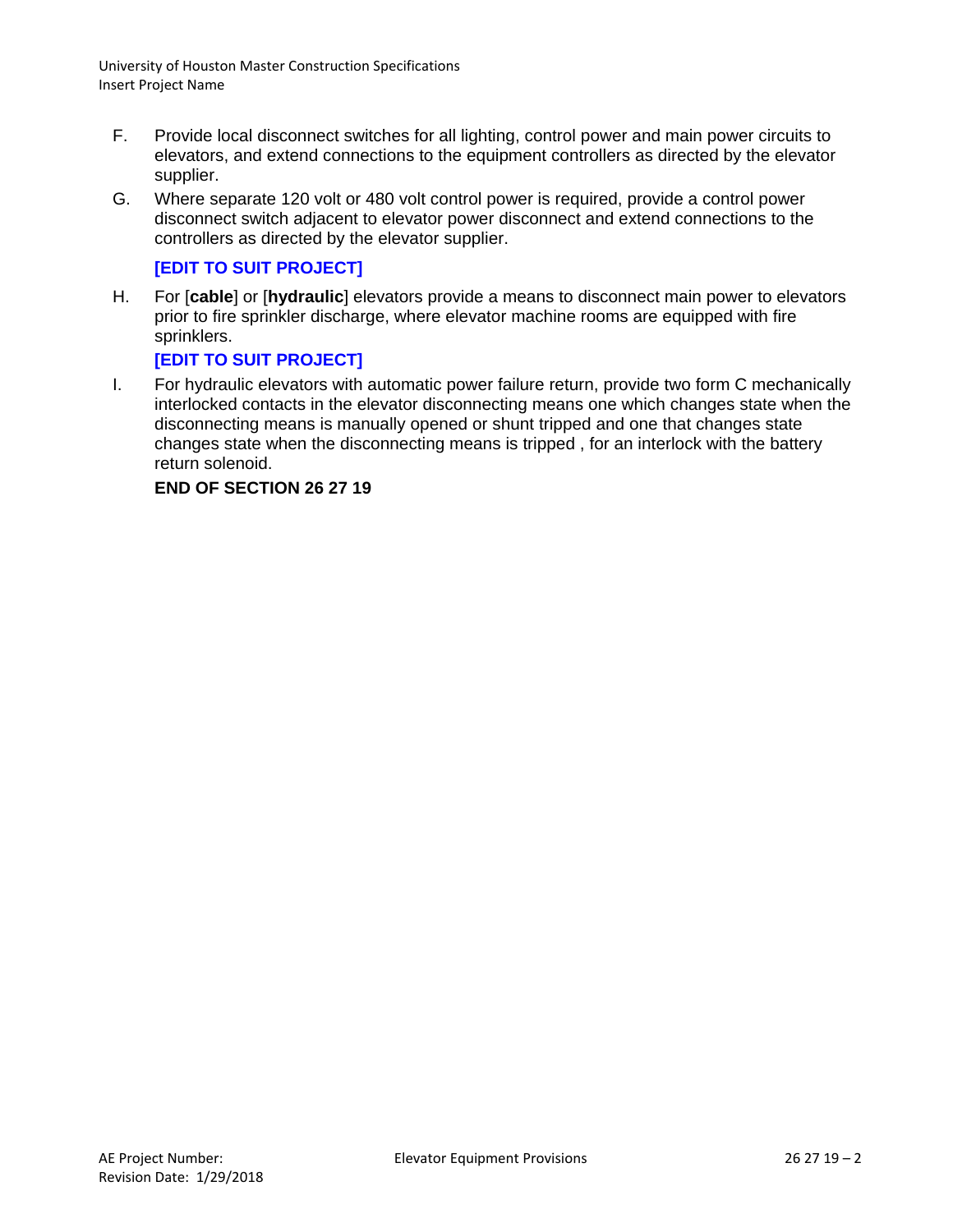F. Provide local disconnect switches for all lighting, control power and main power circuits to elevators, and extend connections to the equipment controllers as directed by the elevator supplier.

G. Where separate 120 volt or 480 volt control power is required, provide a control power disconnect switch adjacent to elevator power disconnect and extend connections to the controllers as directed by the elevator supplier.

**[EDIT TO SUIT PROJECT]**

H. For [**cable**] or [**hydraulic**] elevators provide a means to disconnect main power to elevators prior to fire sprinkler discharge, where elevator machine rooms are equipped with fire sprinklers.

**[EDIT TO SUIT PROJECT]**

I. For hydraulic elevators with automatic power failure return, provide two form C mechanically interlocked contacts in the elevator disconnecting means one which changes state when the disconnecting means is manually opened or shunt tripped and one that changes state changes state when the disconnecting means is tripped , for an interlock with the battery return solenoid.

**END OF SECTION 26 27 19**